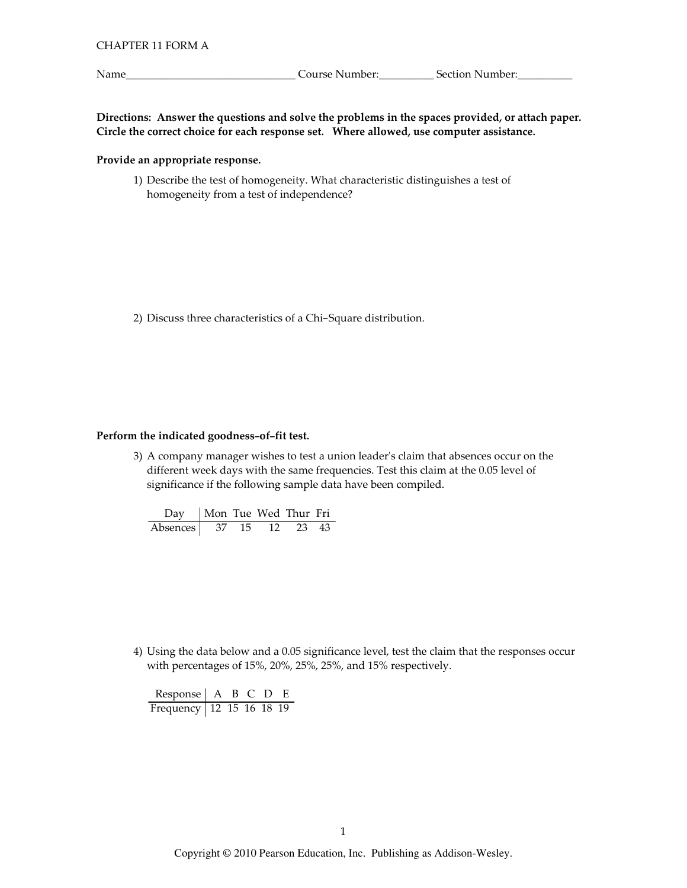CHAPTER 11 FORM A

Name_______________________________ Course Number:__________ Section Number:__________

**Directions: Answer the questions and solve the problems in the spaces provided, or attach paper. Circle the correct choice for each response set. Where allowed, use computer assistance.**

**Provide an appropriate response.**

1) Describe the test of homogeneity. What characteristic distinguishes a test of homogeneity from a test of independence?

2) Discuss three characteristics of a Chi–Square distribution.

**Perform the indicated goodness–of–fit test.**

3) A company manager wishes to test a union leader's claim that absences occur on the different week days with the same frequencies. Test this claim at the 0.05 level of significance if the following sample data have been compiled.

| Day | Mon | Tue | Wed | Thur | Fri |
|---|---|---|---|---|---|
| Absences | 37 | 15 | 12 | 23 | 43 |

4) Using the data below and a 0.05 significance level, test the claim that the responses occur with percentages of 15%, 20%, 25%, 25%, and 15% respectively.

| Response | A | B | C | D | E |
|---|---|---|---|---|---|
| Frequency | 12 | 15 | 16 | 18 | 19 |

Copyright © 2010 Pearson Education, Inc. Publishing as Addison-Wesley.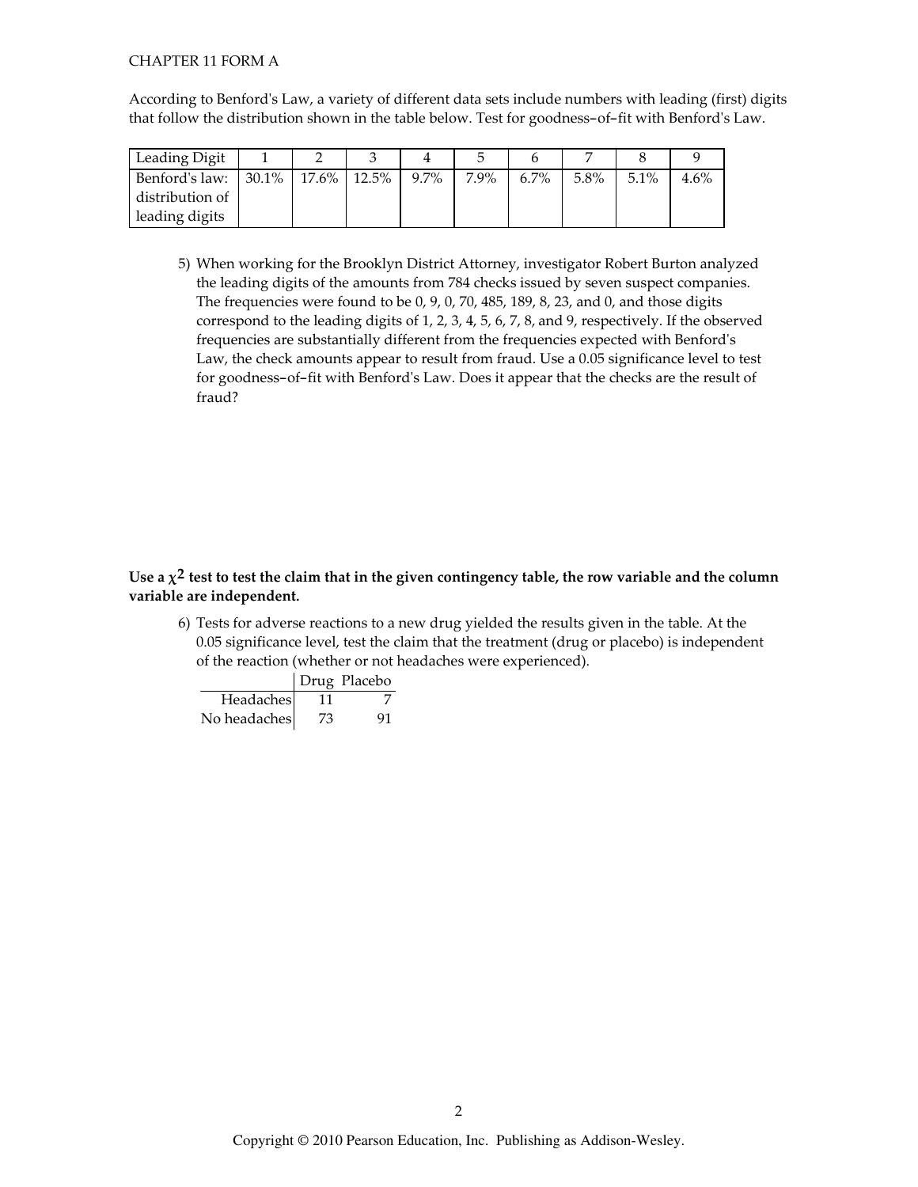CHAPTER 11 FORM A

According to Benford's Law, a variety of different data sets include numbers with leading (first) digits that follow the distribution shown in the table below. Test for goodness–of–fit with Benford's Law.

| Leading Digit | 1 | 2 | 3 | 4 | 5 | 6 | 7 | 8 | 9 |
|---|---|---|---|---|---|---|---|---|---|
| Benford's law: distribution of leading digits | 30.1% | 17.6% | 12.5% | 9.7% | 7.9% | 6.7% | 5.8% | 5.1% | 4.6% |

5) When working for the Brooklyn District Attorney, investigator Robert Burton analyzed the leading digits of the amounts from 784 checks issued by seven suspect companies. The frequencies were found to be 0, 9, 0, 70, 485, 189, 8, 23, and 0, and those digits correspond to the leading digits of 1, 2, 3, 4, 5, 6, 7, 8, and 9, respectively. If the observed frequencies are substantially different from the frequencies expected with Benford's Law, the check amounts appear to result from fraud. Use a 0.05 significance level to test for goodness–of–fit with Benford's Law. Does it appear that the checks are the result of fraud?

**Use a $\chi^2$ test to test the claim that in the given contingency table, the row variable and the column variable are independent.**

6) Tests for adverse reactions to a new drug yielded the results given in the table. At the 0.05 significance level, test the claim that the treatment (drug or placebo) is independent of the reaction (whether or not headaches were experienced).

| | Drug | Placebo |
|---|---|---|
| Headaches | 11 | 7 |
| No headaches | 73 | 91 |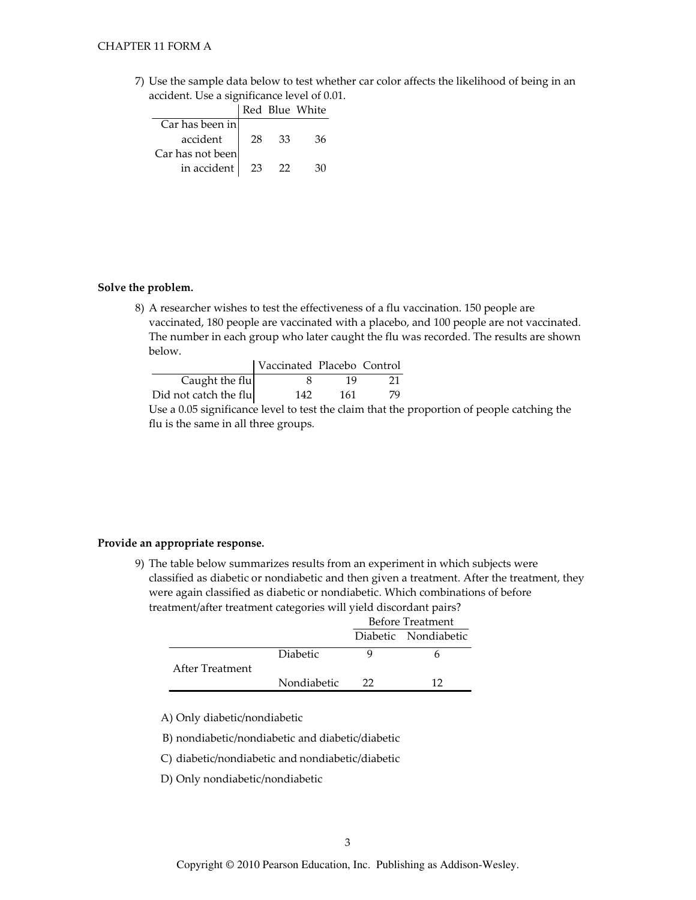7) Use the sample data below to test whether car color affects the likelihood of being in an accident. Use a significance level of 0.01.

| | Red | Blue | White |
|---|---|---|---|
| Car has been in accident | 28 | 33 | 36 |
| Car has not been in accident | 23 | 22 | 30 |

**Solve the problem.**

8) A researcher wishes to test the effectiveness of a flu vaccination. 150 people are vaccinated, 180 people are vaccinated with a placebo, and 100 people are not vaccinated. The number in each group who later caught the flu was recorded. The results are shown below.

| | Vaccinated | Placebo | Control |
|---|---|---|---|
| Caught the flu | 8 | 19 | 21 |
| Did not catch the flu | 142 | 161 | 79 |

Use a 0.05 significance level to test the claim that the proportion of people catching the flu is the same in all three groups.

**Provide an appropriate response.**

9) The table below summarizes results from an experiment in which subjects were classified as diabetic or nondiabetic and then given a treatment. After the treatment, they were again classified as diabetic or nondiabetic. Which combinations of before treatment/after treatment categories will yield discordant pairs?

| | | Before Treatment | |
|---|---|---|---|
| | | Diabetic | Nondiabetic |
| After Treatment | Diabetic | 9 | 6 |
| | Nondiabetic | 22 | 12 |

A) Only diabetic/nondiabetic

B) nondiabetic/nondiabetic and diabetic/diabetic

C) diabetic/nondiabetic and nondiabetic/diabetic

D) Only nondiabetic/nondiabetic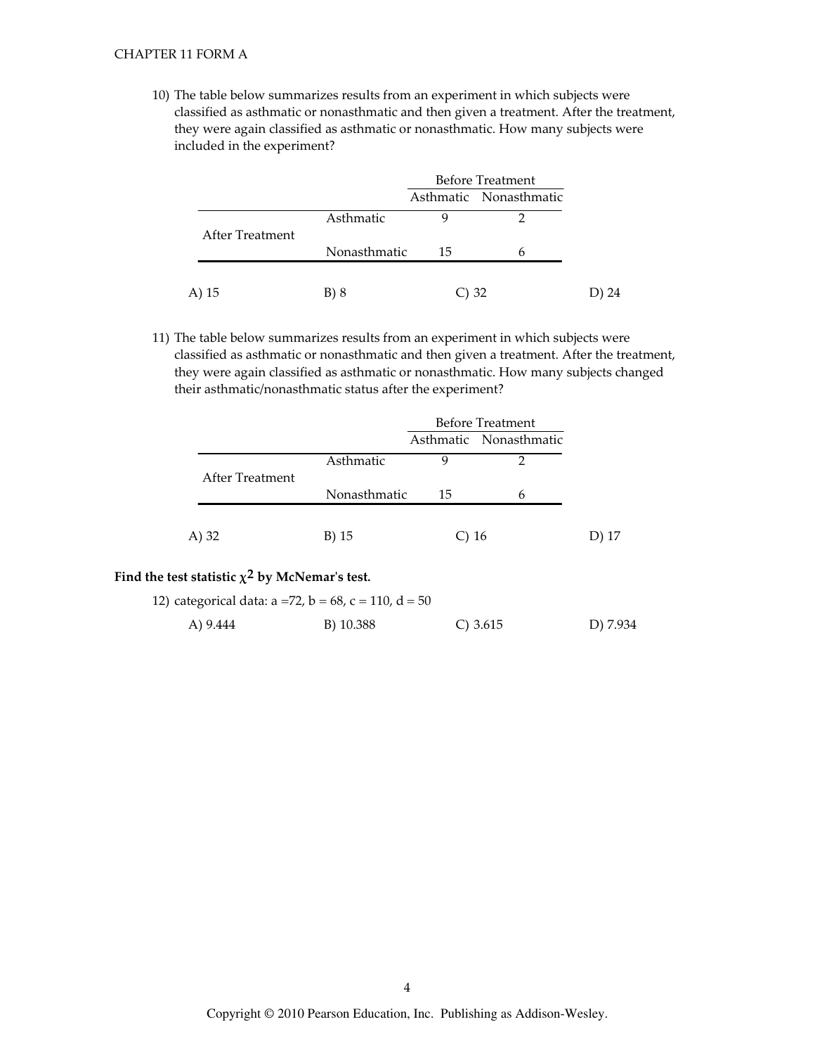10) The table below summarizes results from an experiment in which subjects were classified as asthmatic or nonasthmatic and then given a treatment. After the treatment, they were again classified as asthmatic or nonasthmatic. How many subjects were included in the experiment?

| | | Before Treatment | |
|---|---|---|---|
| | | Asthmatic | Nonasthmatic |
| After Treatment | Asthmatic | 9 | 2 |
| | Nonasthmatic | 15 | 6 |

A) 15 B) 8 C) 32 D) 24

11) The table below summarizes results from an experiment in which subjects were classified as asthmatic or nonasthmatic and then given a treatment. After the treatment, they were again classified as asthmatic or nonasthmatic. How many subjects changed their asthmatic/nonasthmatic status after the experiment?

| | | Before Treatment | |
|---|---|---|---|
| | | Asthmatic | Nonasthmatic |
| After Treatment | Asthmatic | 9 | 2 |
| | Nonasthmatic | 15 | 6 |

A) 32 B) 15 C) 16 D) 17

**Find the test statistic $\chi^2$ by McNemar's test.**

12) categorical data: a =72, b = 68, c = 110, d = 50

A) 9.444 B) 10.388 C) 3.615 D) 7.934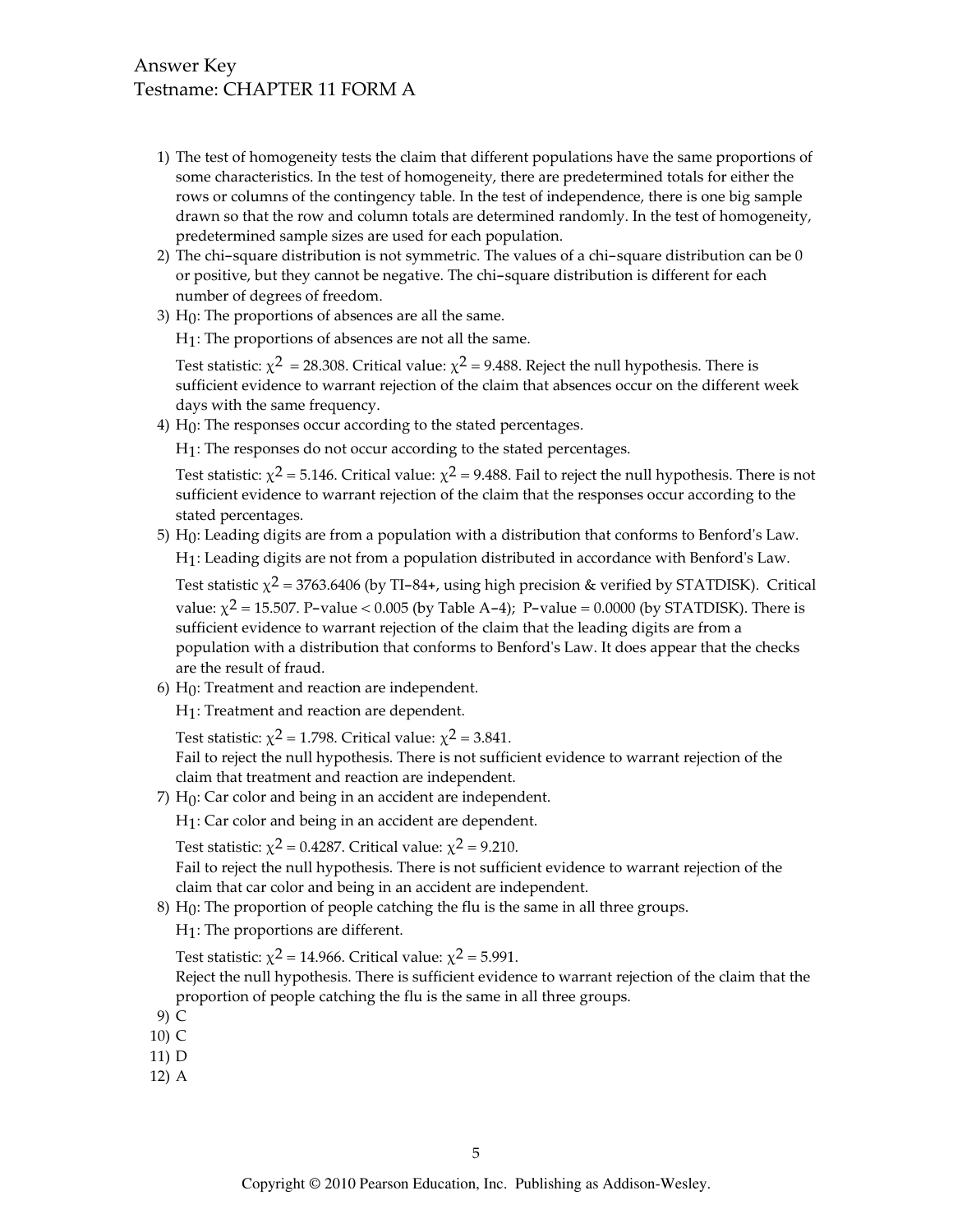Answer Key
Testname: CHAPTER 11 FORM A

1) The test of homogeneity tests the claim that different populations have the same proportions of some characteristics. In the test of homogeneity, there are predetermined totals for either the rows or columns of the contingency table. In the test of independence, there is one big sample drawn so that the row and column totals are determined randomly. In the test of homogeneity, predetermined sample sizes are used for each population.
2) The chi-square distribution is not symmetric. The values of a chi-square distribution can be 0 or positive, but they cannot be negative. The chi-square distribution is different for each number of degrees of freedom.
3) $H_0$: The proportions of absences are all the same.
   $H_1$: The proportions of absences are not all the same.

   Test statistic: $\chi^2 = 28.308$. Critical value: $\chi^2 = 9.488$. Reject the null hypothesis. There is sufficient evidence to warrant rejection of the claim that absences occur on the different week days with the same frequency.
4) $H_0$: The responses occur according to the stated percentages.
   $H_1$: The responses do not occur according to the stated percentages.

   Test statistic: $\chi^2 = 5.146$. Critical value: $\chi^2 = 9.488$. Fail to reject the null hypothesis. There is not sufficient evidence to warrant rejection of the claim that the responses occur according to the stated percentages.
5) $H_0$: Leading digits are from a population with a distribution that conforms to Benford's Law.
   $H_1$: Leading digits are not from a population distributed in accordance with Benford's Law.

   Test statistic $\chi^2 = 3763.6406$ (by TI-84+, using high precision & verified by STATDISK). Critical value: $\chi^2 = 15.507$. P-value $< 0.005$ (by Table A-4); P-value $= 0.0000$ (by STATDISK). There is sufficient evidence to warrant rejection of the claim that the leading digits are from a population with a distribution that conforms to Benford's Law. It does appear that the checks are the result of fraud.
6) $H_0$: Treatment and reaction are independent.
   $H_1$: Treatment and reaction are dependent.

   Test statistic: $\chi^2 = 1.798$. Critical value: $\chi^2 = 3.841$.
   Fail to reject the null hypothesis. There is not sufficient evidence to warrant rejection of the claim that treatment and reaction are independent.
7) $H_0$: Car color and being in an accident are independent.
   $H_1$: Car color and being in an accident are dependent.

   Test statistic: $\chi^2 = 0.4287$. Critical value: $\chi^2 = 9.210$.
   Fail to reject the null hypothesis. There is not sufficient evidence to warrant rejection of the claim that car color and being in an accident are independent.
8) $H_0$: The proportion of people catching the flu is the same in all three groups.
   $H_1$: The proportions are different.

   Test statistic: $\chi^2 = 14.966$. Critical value: $\chi^2 = 5.991$.
   Reject the null hypothesis. There is sufficient evidence to warrant rejection of the claim that the proportion of people catching the flu is the same in all three groups.
9) C
10) C
11) D
12) A

Copyright © 2010 Pearson Education, Inc. Publishing as Addison-Wesley.